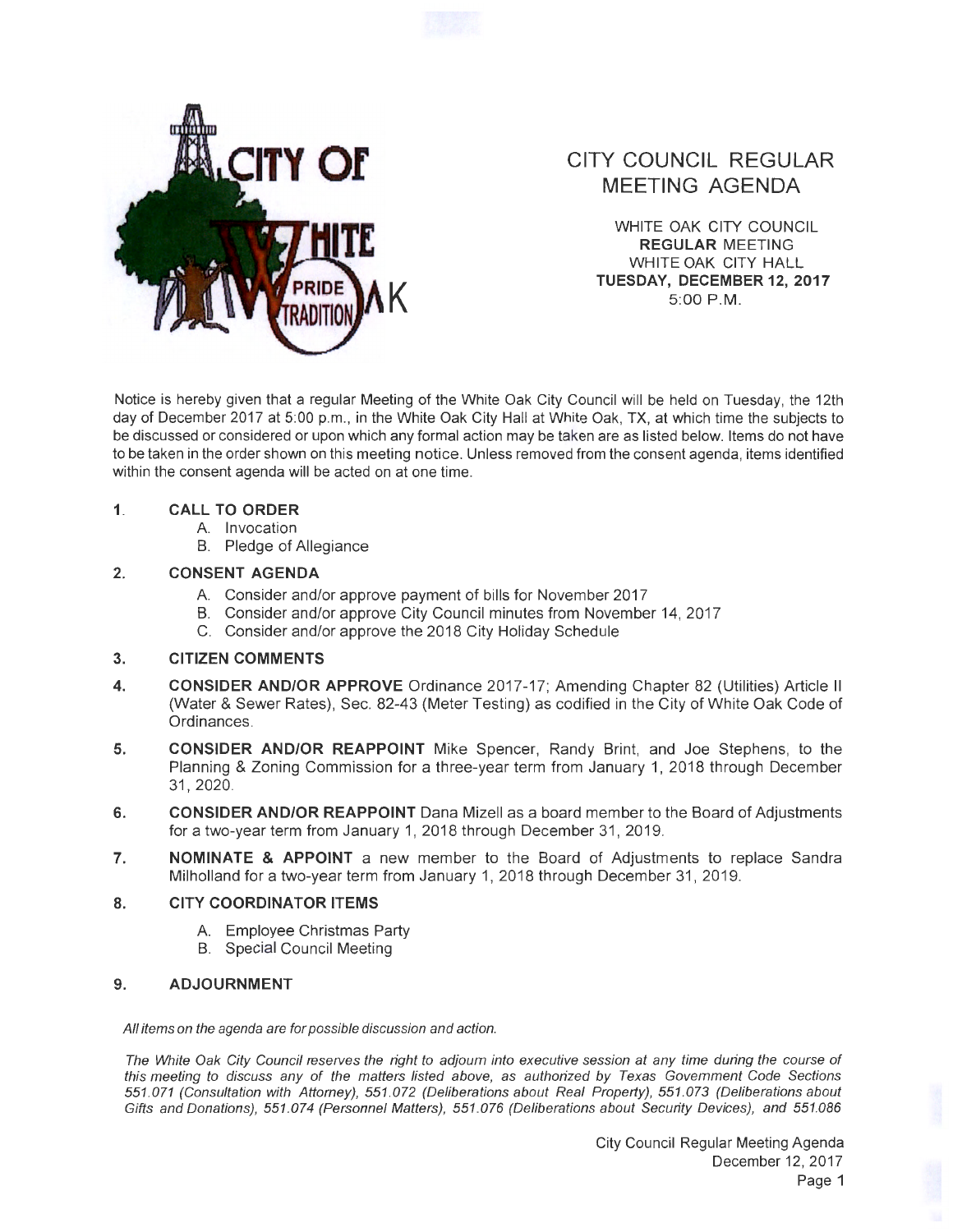# CITY COUNCIL REGULAR MEETING AGENDA

WHITE OAK CITY COUNCIL
**REGULAR** MEETING
WHITE OAK CITY HALL
**TUESDAY, DECEMBER 12, 2017**
5:00 P.M.

Notice is hereby given that a regular Meeting of the White Oak City Council will be held on Tuesday, the 12th day of December 2017 at 5:00 p.m., in the White Oak City Hall at White Oak, TX, at which time the subjects to be discussed or considered or upon which any formal action may be taken are as listed below. Items do not have to be taken in the order shown on this meeting notice. Unless removed from the consent agenda, items identified within the consent agenda will be acted on at one time.

1. **CALL TO ORDER**
   - A. Invocation
   - B. Pledge of Allegiance

2. **CONSENT AGENDA**
   - A. Consider and/or approve payment of bills for November 2017
   - B. Consider and/or approve City Council minutes from November 14, 2017
   - C. Consider and/or approve the 2018 City Holiday Schedule

3. **CITIZEN COMMENTS**

4. **CONSIDER AND/OR APPROVE** Ordinance 2017-17; Amending Chapter 82 (Utilities) Article II (Water & Sewer Rates), Sec. 82-43 (Meter Testing) as codified in the City of White Oak Code of Ordinances.

5. **CONSIDER AND/OR REAPPOINT** Mike Spencer, Randy Brint, and Joe Stephens, to the Planning & Zoning Commission for a three-year term from January 1, 2018 through December 31, 2020.

6. **CONSIDER AND/OR REAPPOINT** Dana Mizell as a board member to the Board of Adjustments for a two-year term from January 1, 2018 through December 31, 2019.

7. **NOMINATE & APPOINT** a new member to the Board of Adjustments to replace Sandra Milholland for a two-year term from January 1, 2018 through December 31, 2019.

8. **CITY COORDINATOR ITEMS**
   - A. Employee Christmas Party
   - B. Special Council Meeting

9. **ADJOURNMENT**

*All items on the agenda are for possible discussion and action.*

*The White Oak City Council reserves the right to adjourn into executive session at any time during the course of this meeting to discuss any of the matters listed above, as authorized by Texas Government Code Sections 551.071 (Consultation with Attorney), 551.072 (Deliberations about Real Property), 551.073 (Deliberations about Gifts and Donations), 551.074 (Personnel Matters), 551.076 (Deliberations about Security Devices), and 551.086*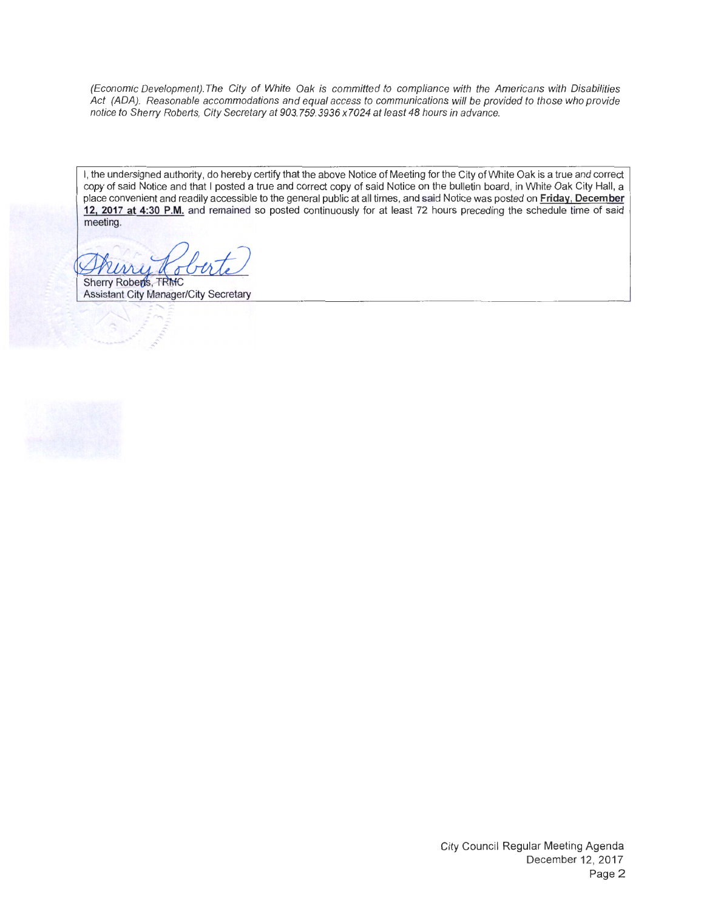*(Economic Development).The City of White Oak is committed to compliance with the Americans with Disabilities Act (ADA). Reasonable accommodations and equal access to communications will be provided to those who provide notice to Sherry Roberts, City Secretary at 903.759.3936 x7024 at least 48 hours in advance.*

I, the undersigned authority, do hereby certify that the above Notice of Meeting for the City of White Oak is a true and correct copy of said Notice and that I posted a true and correct copy of said Notice on the bulletin board, in White Oak City Hall, a place convenient and readily accessible to the general public at all times, and said Notice was posted on **Friday, December 12, 2017 at 4:30 P.M.** and remained so posted continuously for at least 72 hours preceding the schedule time of said meeting.

Sherry Roberts

Sherry Roberts, TRMC
Assistant City Manager/City Secretary